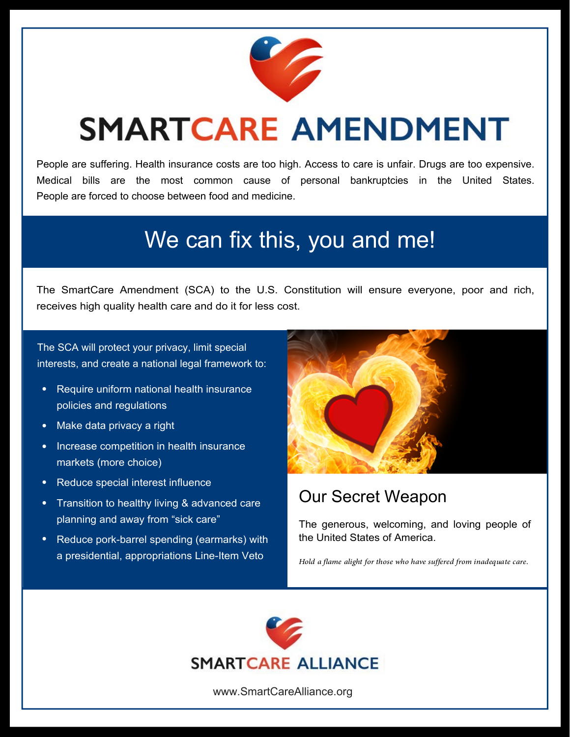# SMARTCARE AMENDMENT

People are suffering. Health insurance costs are too high. Access to care is unfair. Drugs are too expensive. Medical bills are the most common cause of personal bankruptcies in the United States. People are forced to choose between food and medicine.

## We can fix this, you and me!

The SmartCare Amendment (SCA) to the U.S. Constitution will ensure everyone, poor and rich, receives high quality health care and do it for less cost.

The SCA will protect your privacy, limit special interests, and create a national legal framework to:

- Require uniform national health insurance policies and regulations
- Make data privacy a right
- Increase competition in health insurance markets (more choice)
- Reduce special interest influence
- Transition to healthy living & advanced care planning and away from "sick care"
- Reduce pork-barrel spending (earmarks) with a presidential, appropriations Line-Item Veto

## Our Secret Weapon

The generous, welcoming, and loving people of the United States of America.

*Hold a flame alight for those who have suffered from inadequate care.*

SMARTCARE ALLIANCE

www.SmartCareAlliance.org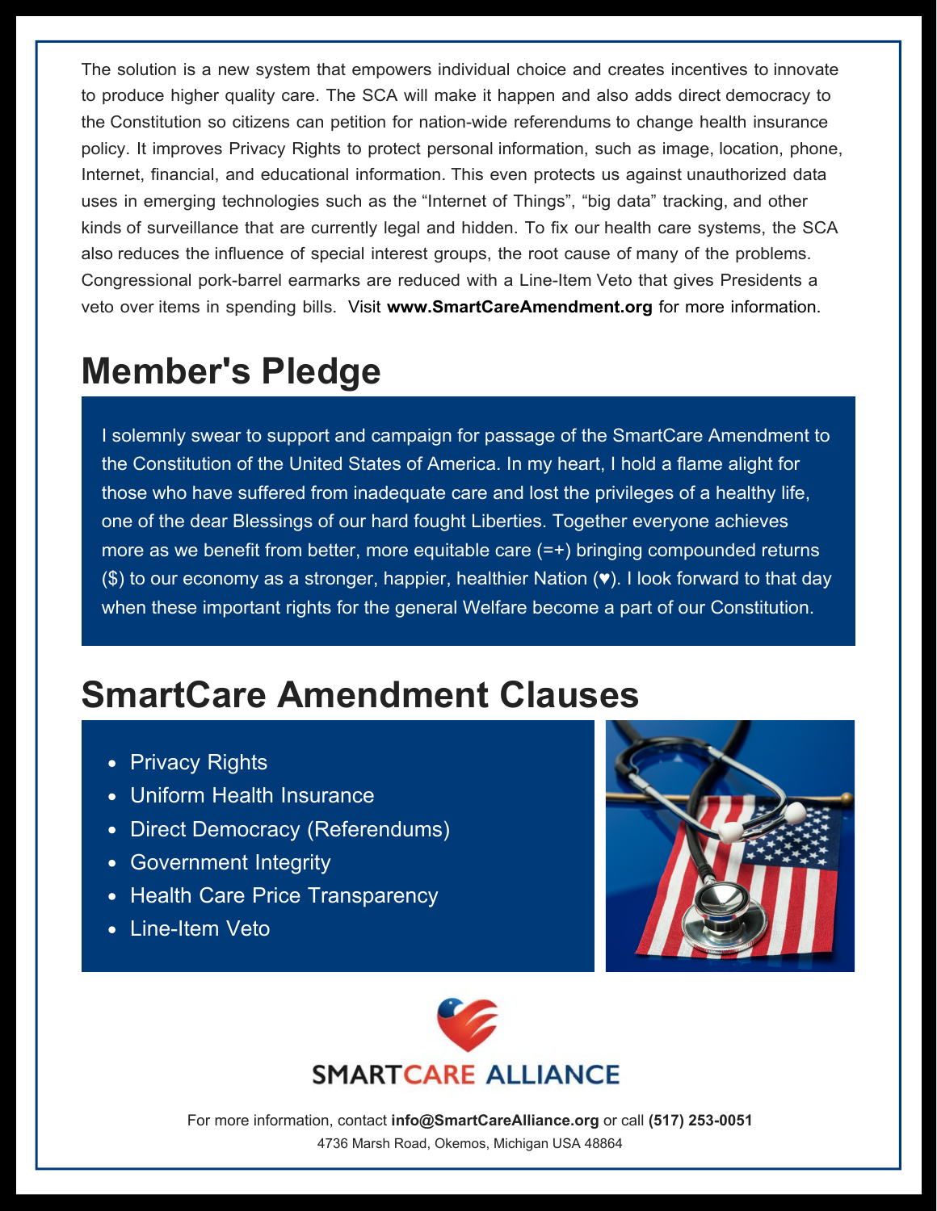The solution is a new system that empowers individual choice and creates incentives to innovate to produce higher quality care. The SCA will make it happen and also adds direct democracy to the Constitution so citizens can petition for nation-wide referendums to change health insurance policy. It improves Privacy Rights to protect personal information, such as image, location, phone, Internet, financial, and educational information. This even protects us against unauthorized data uses in emerging technologies such as the “Internet of Things”, “big data” tracking, and other kinds of surveillance that are currently legal and hidden. To fix our health care systems, the SCA also reduces the influence of special interest groups, the root cause of many of the problems. Congressional pork-barrel earmarks are reduced with a Line-Item Veto that gives Presidents a veto over items in spending bills. Visit **www.SmartCareAmendment.org** for more information.

## Member's Pledge

I solemnly swear to support and campaign for passage of the SmartCare Amendment to the Constitution of the United States of America. In my heart, I hold a flame alight for those who have suffered from inadequate care and lost the privileges of a healthy life, one of the dear Blessings of our hard fought Liberties. Together everyone achieves more as we benefit from better, more equitable care (=+) bringing compounded returns ($) to our economy as a stronger, happier, healthier Nation (♥). I look forward to that day when these important rights for the general Welfare become a part of our Constitution.

## SmartCare Amendment Clauses

- Privacy Rights
- Uniform Health Insurance
- Direct Democracy (Referendums)
- Government Integrity
- Health Care Price Transparency
- Line-Item Veto

SMARTCARE ALLIANCE

For more information, contact **info@SmartCareAlliance.org** or call **(517) 253-0051**

4736 Marsh Road, Okemos, Michigan USA 48864